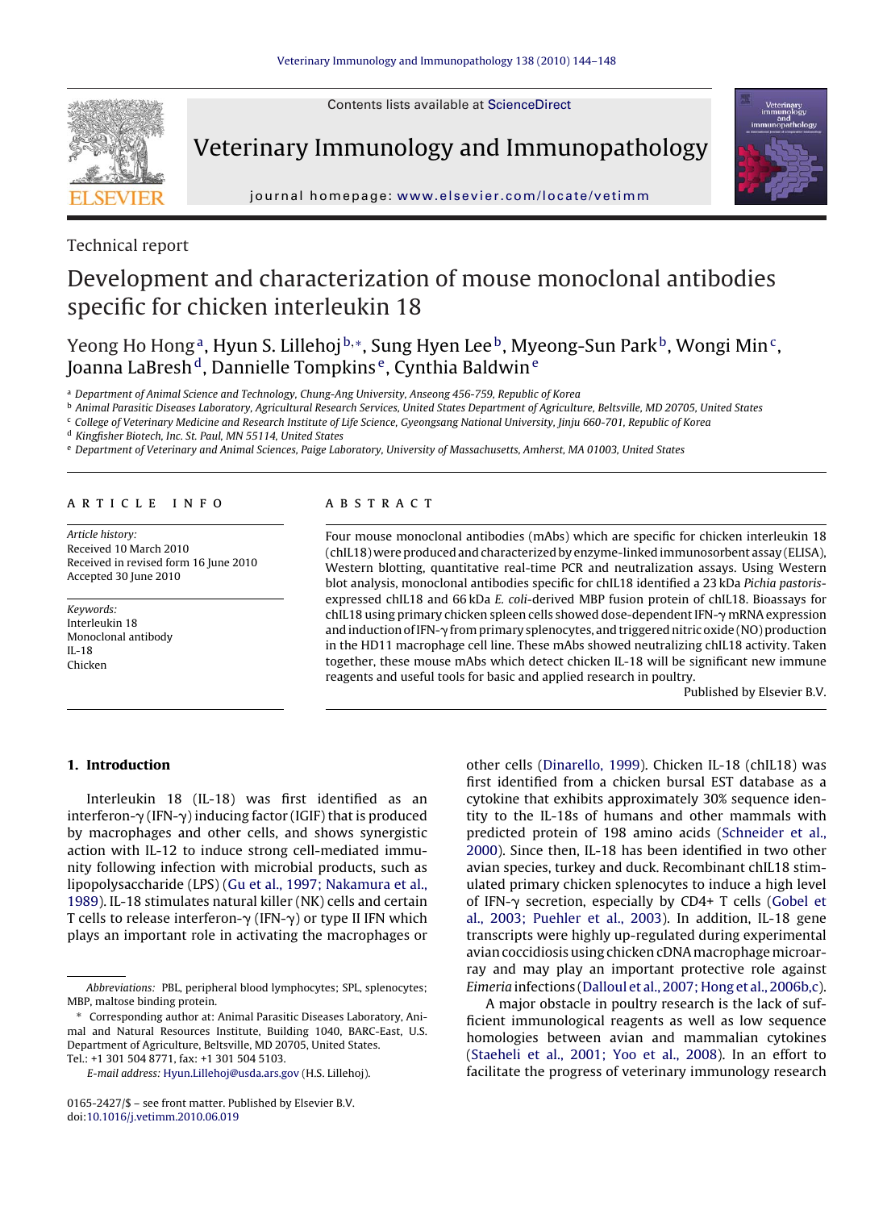Technical report

# Development and characterization of mouse monoclonal antibodies specific for chicken interleukin 18

Yeong Ho Hong[a], Hyun S. Lillehoj[b,*], Sung Hyen Lee[b], Myeong-Sun Park[b], Wongi Min[c], Joanna LaBresh[d], Dannielle Tompkins[e], Cynthia Baldwin[e]

[a] Department of Animal Science and Technology, Chung-Ang University, Anseong 456-759, Republic of Korea

[b] Animal Parasitic Diseases Laboratory, Agricultural Research Services, United States Department of Agriculture, Beltsville, MD 20705, United States

[c] College of Veterinary Medicine and Research Institute of Life Science, Gyeongsang National University, Jinju 660-701, Republic of Korea

[d] Kingfisher Biotech, Inc. St. Paul, MN 55114, United States

[e] Department of Veterinary and Animal Sciences, Paige Laboratory, University of Massachusetts, Amherst, MA 01003, United States

## ARTICLE INFO

*Article history:*
Received 10 March 2010
Received in revised form 16 June 2010
Accepted 30 June 2010

*Keywords:*
Interleukin 18
Monoclonal antibody
IL-18
Chicken

## ABSTRACT

Four mouse monoclonal antibodies (mAbs) which are specific for chicken interleukin 18 (chIL18) were produced and characterized by enzyme-linked immunosorbent assay (ELISA), Western blotting, quantitative real-time PCR and neutralization assays. Using Western blot analysis, monoclonal antibodies specific for chIL18 identified a 23 kDa *Pichia pastoris*-expressed chIL18 and 66 kDa *E. coli*-derived MBP fusion protein of chIL18. Bioassays for chIL18 using primary chicken spleen cells showed dose-dependent IFN-γ mRNA expression and induction of IFN-γ from primary splenocytes, and triggered nitric oxide (NO) production in the HD11 macrophage cell line. These mAbs showed neutralizing chIL18 activity. Taken together, these mouse mAbs which detect chicken IL-18 will be significant new immune reagents and useful tools for basic and applied research in poultry.

Published by Elsevier B.V.

## 1. Introduction

Interleukin 18 (IL-18) was first identified as an interferon-γ (IFN-γ) inducing factor (IGIF) that is produced by macrophages and other cells, and shows synergistic action with IL-12 to induce strong cell-mediated immunity following infection with microbial products, such as lipopolysaccharide (LPS) (Gu et al., 1997; Nakamura et al., 1989). IL-18 stimulates natural killer (NK) cells and certain T cells to release interferon-γ (IFN-γ) or type II IFN which plays an important role in activating the macrophages or other cells (Dinarello, 1999). Chicken IL-18 (chIL18) was first identified from a chicken bursal EST database as a cytokine that exhibits approximately 30% sequence identity to the IL-18s of humans and other mammals with predicted protein of 198 amino acids (Schneider et al., 2000). Since then, IL-18 has been identified in two other avian species, turkey and duck. Recombinant chIL18 stimulated primary chicken splenocytes to induce a high level of IFN-γ secretion, especially by CD4+ T cells (Gobel et al., 2003; Puehler et al., 2003). In addition, IL-18 gene transcripts were highly up-regulated during experimental avian coccidiosis using chicken cDNA macrophage microarray and may play an important protective role against *Eimeria* infections (Dalloul et al., 2007; Hong et al., 2006b,c).

A major obstacle in poultry research is the lack of sufficient immunological reagents as well as low sequence homologies between avian and mammalian cytokines (Staeheli et al., 2001; Yoo et al., 2008). In an effort to facilitate the progress of veterinary immunology research

---

*Abbreviations:* PBL, peripheral blood lymphocytes; SPL, splenocytes; MBP, maltose binding protein.

\* Corresponding author at: Animal Parasitic Diseases Laboratory, Animal and Natural Resources Institute, Building 1040, BARC-East, U.S. Department of Agriculture, Beltsville, MD 20705, United States. Tel.: +1 301 504 8771, fax: +1 301 504 5103.

*E-mail address:* Hyun.Lillehoj@usda.ars.gov (H.S. Lillehoj).

0165-2427/$ – see front matter. Published by Elsevier B.V.
doi:10.1016/j.vetimm.2010.06.019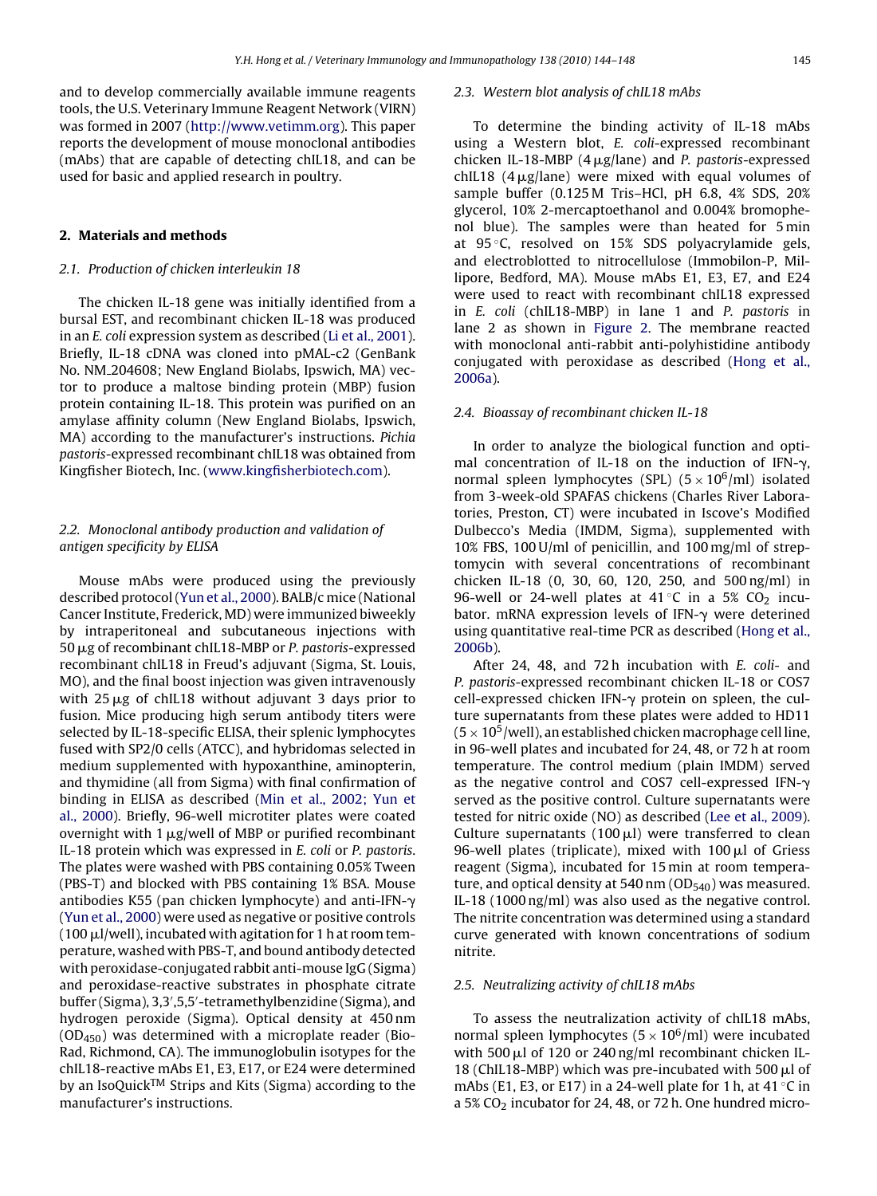and to develop commercially available immune reagents tools, the U.S. Veterinary Immune Reagent Network (VIRN) was formed in 2007 (http://www.vetimm.org). This paper reports the development of mouse monoclonal antibodies (mAbs) that are capable of detecting chIL18, and can be used for basic and applied research in poultry.

## 2. Materials and methods

### 2.1. Production of chicken interleukin 18

The chicken IL-18 gene was initially identified from a bursal EST, and recombinant chicken IL-18 was produced in an *E. coli* expression system as described (Li et al., 2001). Briefly, IL-18 cDNA was cloned into pMAL-c2 (GenBank No. NM_204608; New England Biolabs, Ipswich, MA) vector to produce a maltose binding protein (MBP) fusion protein containing IL-18. This protein was purified on an amylase affinity column (New England Biolabs, Ipswich, MA) according to the manufacturer's instructions. *Pichia pastoris*-expressed recombinant chIL18 was obtained from Kingfisher Biotech, Inc. (www.kingfisherbiotech.com).

### 2.2. Monoclonal antibody production and validation of antigen specificity by ELISA

Mouse mAbs were produced using the previously described protocol (Yun et al., 2000). BALB/c mice (National Cancer Institute, Frederick, MD) were immunized biweekly by intraperitoneal and subcutaneous injections with 50 μg of recombinant chIL18-MBP or *P. pastoris*-expressed recombinant chIL18 in Freud's adjuvant (Sigma, St. Louis, MO), and the final boost injection was given intravenously with 25 μg of chIL18 without adjuvant 3 days prior to fusion. Mice producing high serum antibody titers were selected by IL-18-specific ELISA, their splenic lymphocytes fused with SP2/0 cells (ATCC), and hybridomas selected in medium supplemented with hypoxanthine, aminopterin, and thymidine (all from Sigma) with final confirmation of binding in ELISA as described (Min et al., 2002; Yun et al., 2000). Briefly, 96-well microtiter plates were coated overnight with 1 μg/well of MBP or purified recombinant IL-18 protein which was expressed in *E. coli* or *P. pastoris*. The plates were washed with PBS containing 0.05% Tween (PBS-T) and blocked with PBS containing 1% BSA. Mouse antibodies K55 (pan chicken lymphocyte) and anti-IFN-γ (Yun et al., 2000) were used as negative or positive controls (100 μl/well), incubated with agitation for 1 h at room temperature, washed with PBS-T, and bound antibody detected with peroxidase-conjugated rabbit anti-mouse IgG (Sigma) and peroxidase-reactive substrates in phosphate citrate buffer (Sigma), 3,3′,5,5′-tetramethylbenzidine (Sigma), and hydrogen peroxide (Sigma). Optical density at 450 nm ($OD_{450}$) was determined with a microplate reader (Bio-Rad, Richmond, CA). The immunoglobulin isotypes for the chIL18-reactive mAbs E1, E3, E17, or E24 were determined by an IsoQuick™ Strips and Kits (Sigma) according to the manufacturer's instructions.

### 2.3. Western blot analysis of chIL18 mAbs

To determine the binding activity of IL-18 mAbs using a Western blot, *E. coli*-expressed recombinant chicken IL-18-MBP (4 μg/lane) and *P. pastoris*-expressed chIL18 (4 μg/lane) were mixed with equal volumes of sample buffer (0.125 M Tris–HCl, pH 6.8, 4% SDS, 20% glycerol, 10% 2-mercaptoethanol and 0.004% bromophenol blue). The samples were than heated for 5 min at 95 °C, resolved on 15% SDS polyacrylamide gels, and electroblotted to nitrocellulose (Immobilon-P, Millipore, Bedford, MA). Mouse mAbs E1, E3, E7, and E24 were used to react with recombinant chIL18 expressed in *E. coli* (chIL18-MBP) in lane 1 and *P. pastoris* in lane 2 as shown in Figure 2. The membrane reacted with monoclonal anti-rabbit anti-polyhistidine antibody conjugated with peroxidase as described (Hong et al., 2006a).

### 2.4. Bioassay of recombinant chicken IL-18

In order to analyze the biological function and optimal concentration of IL-18 on the induction of IFN-γ, normal spleen lymphocytes (SPL) ($5 \times 10^6$/ml) isolated from 3-week-old SPAFAS chickens (Charles River Laboratories, Preston, CT) were incubated in Iscove's Modified Dulbecco's Media (IMDM, Sigma), supplemented with 10% FBS, 100 U/ml of penicillin, and 100 mg/ml of streptomycin with several concentrations of recombinant chicken IL-18 (0, 30, 60, 120, 250, and 500 ng/ml) in 96-well or 24-well plates at 41 °C in a 5% $CO_2$ incubator. mRNA expression levels of IFN-γ were derermined using quantitative real-time PCR as described (Hong et al., 2006b).

After 24, 48, and 72 h incubation with *E. coli*- and *P. pastoris*-expressed recombinant chicken IL-18 or COS7 cell-expressed chicken IFN-γ protein on spleen, the culture supernatants from these plates were added to HD11 ($5 \times 10^5$/well), an established chicken macrophage cell line, in 96-well plates and incubated for 24, 48, or 72 h at room temperature. The control medium (plain IMDM) served as the negative control and COS7 cell-expressed IFN-γ served as the positive control. Culture supernatants were tested for nitric oxide (NO) as described (Lee et al., 2009). Culture supernatants (100 μl) were transferred to clean 96-well plates (triplicate), mixed with 100 μl of Griess reagent (Sigma), incubated for 15 min at room temperature, and optical density at 540 nm ($OD_{540}$) was measured. IL-18 (1000 ng/ml) was also used as the negative control. The nitrite concentration was determined using a standard curve generated with known concentrations of sodium nitrite.

### 2.5. Neutralizing activity of chIL18 mAbs

To assess the neutralization activity of chIL18 mAbs, normal spleen lymphocytes ($5 \times 10^6$/ml) were incubated with 500 μl of 120 or 240 ng/ml recombinant chicken IL-18 (ChIL18-MBP) which was pre-incubated with 500 μl of mAbs (E1, E3, or E17) in a 24-well plate for 1 h, at 41 °C in a 5% $CO_2$ incubator for 24, 48, or 72 h. One hundred micro-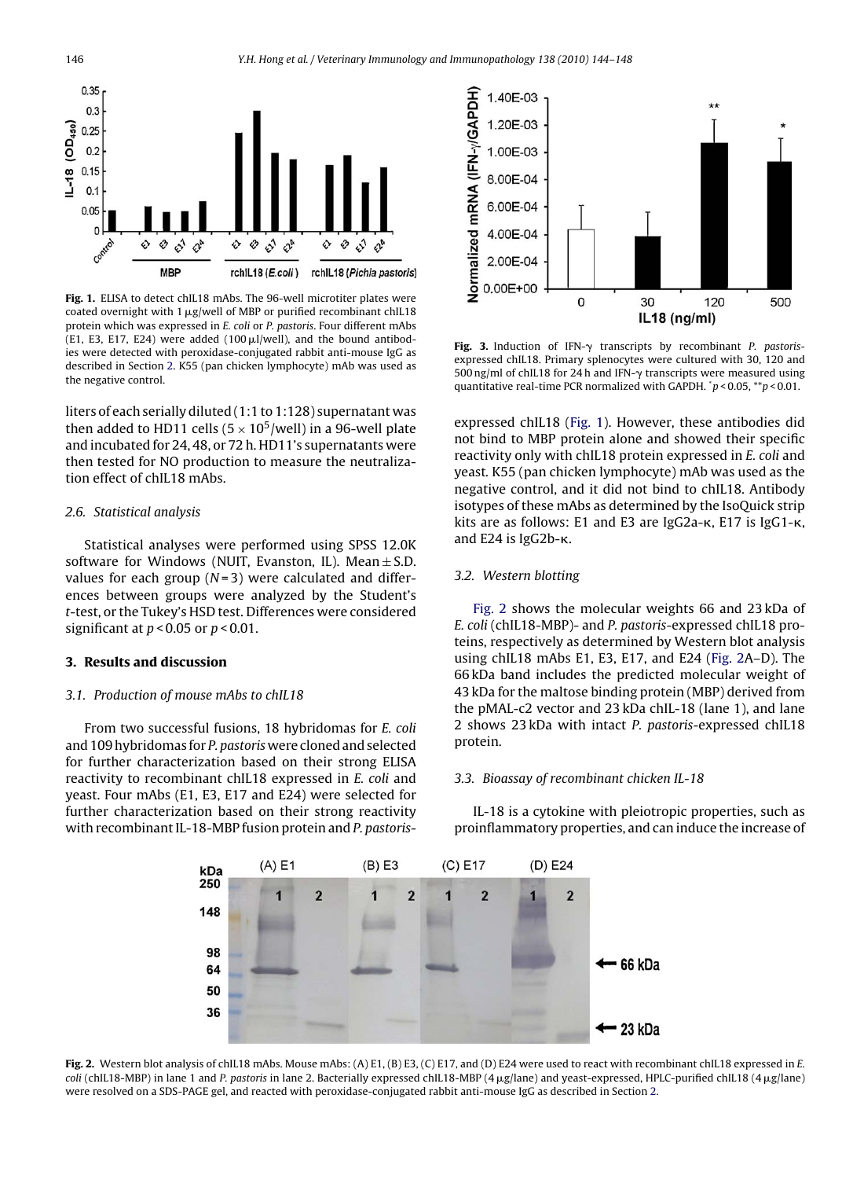Fig. 1. ELISA to detect chIL18 mAbs. The 96-well microtiter plates were coated overnight with 1 μg/well of MBP or purified recombinant chIL18 protein which was expressed in *E. coli* or *P. pastoris*. Four different mAbs (E1, E3, E17, E24) were added (100 μl/well), and the bound antibodies were detected with peroxidase-conjugated rabbit anti-mouse IgG as described in Section 2. K55 (pan chicken lymphocyte) mAb was used as the negative control.

liters of each serially diluted (1:1 to 1:128) supernatant was then added to HD11 cells ($5 \times 10^5$/well) in a 96-well plate and incubated for 24, 48, or 72 h. HD11's supernatants were then tested for NO production to measure the neutralization effect of chIL18 mAbs.

### 2.6. Statistical analysis

Statistical analyses were performed using SPSS 12.0K software for Windows (NUIT, Evanston, IL). Mean ± S.D. values for each group ($N = 3$) were calculated and differences between groups were analyzed by the Student's *t*-test, or the Tukey's HSD test. Differences were considered significant at $p < 0.05$ or $p < 0.01$.

## 3. Results and discussion

### 3.1. Production of mouse mAbs to chIL18

From two successful fusions, 18 hybridomas for *E. coli* and 109 hybridomas for *P. pastoris* were cloned and selected for further characterization based on their strong ELISA reactivity to recombinant chIL18 expressed in *E. coli* and yeast. Four mAbs (E1, E3, E17 and E24) were selected for further characterization based on their strong reactivity with recombinant IL-18-MBP fusion protein and *P. pastoris*-expressed chIL18 (Fig. 1). However, these antibodies did not bind to MBP protein alone and showed their specific reactivity only with chIL18 protein expressed in *E. coli* and yeast. K55 (pan chicken lymphocyte) mAb was used as the negative control, and it did not bind to chIL18. Antibody isotypes of these mAbs as determined by the IsoQuick strip kits are as follows: E1 and E3 are IgG2a-κ, E17 is IgG1-κ, and E24 is IgG2b-κ.

Fig. 3. Induction of IFN-γ transcripts by recombinant *P. pastoris*-expressed chIL18. Primary splenocytes were cultured with 30, 120 and 500 ng/ml of chIL18 for 24 h and IFN-γ transcripts were measured using quantitative real-time PCR normalized with GAPDH. $^{*}p < 0.05$, $^{**}p < 0.01$.

### 3.2. Western blotting

Fig. 2 shows the molecular weights 66 and 23 kDa of *E. coli* (chIL18-MBP)- and *P. pastoris*-expressed chIL18 proteins, respectively as determined by Western blot analysis using chIL18 mAbs E1, E3, E17, and E24 (Fig. 2A–D). The 66 kDa band includes the predicted molecular weight of 43 kDa for the maltose binding protein (MBP) derived from the pMAL-c2 vector and 23 kDa chIL-18 (lane 1), and lane 2 shows 23 kDa with intact *P. pastoris*-expressed chIL18 protein.

### 3.3. Bioassay of recombinant chicken IL-18

IL-18 is a cytokine with pleiotropic properties, such as proinflammatory properties, and can induce the increase of

Fig. 2. Western blot analysis of chIL18 mAbs. Mouse mAbs: (A) E1, (B) E3, (C) E17, and (D) E24 were used to react with recombinant chIL18 expressed in *E. coli* (chIL18-MBP) in lane 1 and *P. pastoris* in lane 2. Bacterially expressed chIL18-MBP (4 μg/lane) and yeast-expressed, HPLC-purified chIL18 (4 μg/lane) were resolved on a SDS-PAGE gel, and reacted with peroxidase-conjugated rabbit anti-mouse IgG as described in Section 2.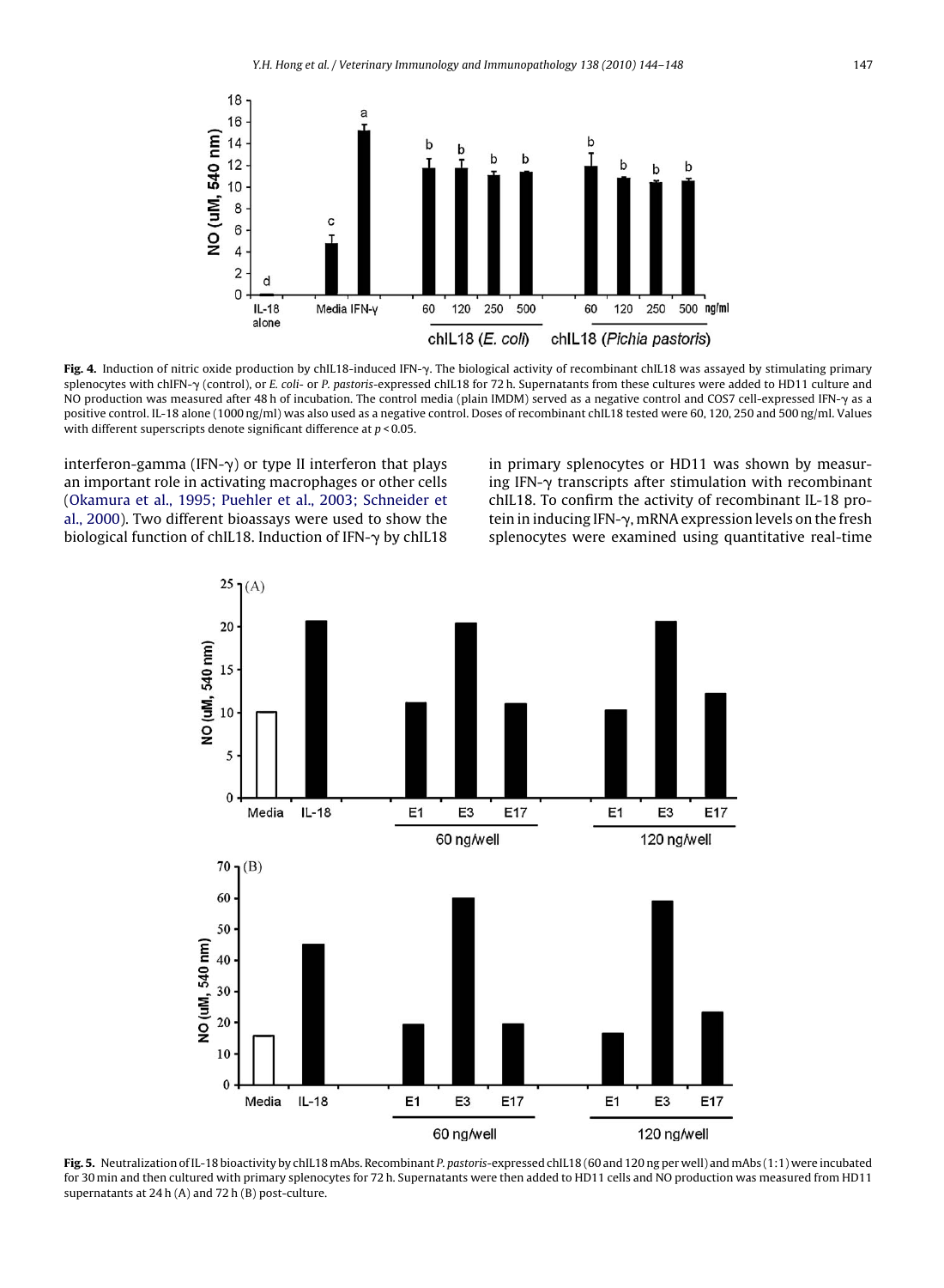**Fig. 4.** Induction of nitric oxide production by chIL18-induced IFN-γ. The biological activity of recombinant chIL18 was assayed by stimulating primary splenocytes with chIFN-γ (control), or *E. coli*- or *P. pastoris*-expressed chIL18 for 72 h. Supernatants from these cultures were added to HD11 culture and NO production was measured after 48 h of incubation. The control media (plain IMDM) served as a negative control and COS7 cell-expressed IFN-γ as a positive control. IL-18 alone (1000 ng/ml) was also used as a negative control. Doses of recombinant chIL18 tested were 60, 120, 250 and 500 ng/ml. Values with different superscripts denote significant difference at $p < 0.05$.

interferon-gamma (IFN-γ) or type II interferon that plays an important role in activating macrophages or other cells (Okamura et al., 1995; Puehler et al., 2003; Schneider et al., 2000). Two different bioassays were used to show the biological function of chIL18. Induction of IFN-γ by chIL18 in primary splenocytes or HD11 was shown by measuring IFN-γ transcripts after stimulation with recombinant chIL18. To confirm the activity of recombinant IL-18 protein in inducing IFN-γ, mRNA expression levels on the fresh splenocytes were examined using quantitative real-time

**Fig. 5.** Neutralization of IL-18 bioactivity by chIL18 mAbs. Recombinant *P. pastoris*-expressed chIL18 (60 and 120 ng per well) and mAbs (1:1) were incubated for 30 min and then cultured with primary splenocytes for 72 h. Supernatants were then added to HD11 cells and NO production was measured from HD11 supernatants at 24 h (A) and 72 h (B) post-culture.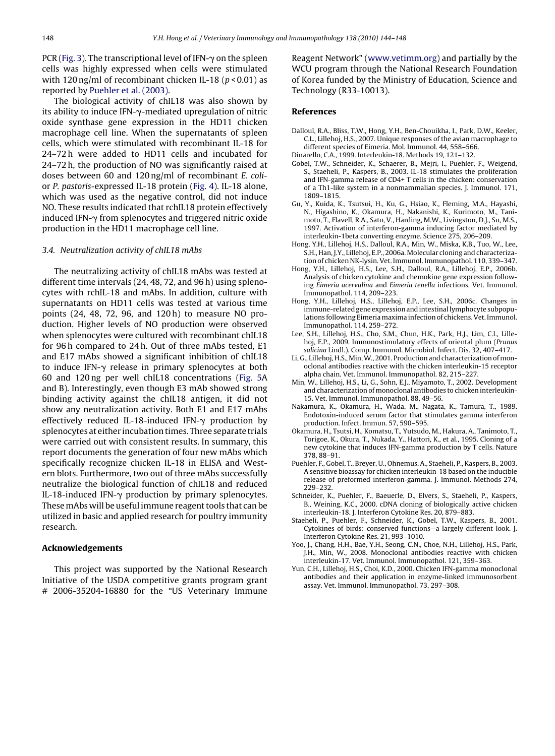PCR (Fig. 3). The transcriptional level of IFN-γ on the spleen cells was highly expressed when cells were stimulated with 120 ng/ml of recombinant chicken IL-18 ($p < 0.01$) as reported by Puehler et al. (2003).

The biological activity of chIL18 was also shown by its ability to induce IFN-γ-mediated upregulation of nitric oxide synthase gene expression in the HD11 chicken macrophage cell line. When the supernatants of spleen cells, which were stimulated with recombinant IL-18 for 24–72 h were added to HD11 cells and incubated for 24–72 h, the production of NO was significantly raised at doses between 60 and 120 ng/ml of recombinant *E. coli*- or *P. pastoris*-expressed IL-18 protein (Fig. 4). IL-18 alone, which was used as the negative control, did not induce NO. These results indicated that rchIL18 protein effectively induced IFN-γ from splenocytes and triggered nitric oxide production in the HD11 macrophage cell line.

### 3.4. Neutralization activity of chIL18 mAbs

The neutralizing activity of chIL18 mAbs was tested at different time intervals (24, 48, 72, and 96 h) using splenocytes with rchIL-18 and mAbs. In addition, culture with supernatants on HD11 cells was tested at various time points (24, 48, 72, 96, and 120 h) to measure NO production. Higher levels of NO production were observed when splenocytes were cultured with recombinant chIL18 for 96 h compared to 24 h. Out of three mAbs tested, E1 and E17 mAbs showed a significant inhibition of chIL18 to induce IFN-γ release in primary splenocytes at both 60 and 120 ng per well chIL18 concentrations (Fig. 5A and B). Interestingly, even though E3 mAb showed strong binding activity against the chIL18 antigen, it did not show any neutralization activity. Both E1 and E17 mAbs effectively reduced IL-18-induced IFN-γ production by splenocytes at either incubation times. Three separate trials were carried out with consistent results. In summary, this report documents the generation of four new mAbs which specifically recognize chicken IL-18 in ELISA and Western blots. Furthermore, two out of three mAbs successfully neutralize the biological function of chIL18 and reduced IL-18-induced IFN-γ production by primary splenocytes. These mAbs will be useful immune reagent tools that can be utilized in basic and applied research for poultry immunity research.

## Acknowledgements

This project was supported by the National Research Initiative of the USDA competitive grants program grant # 2006-35204-16880 for the "US Veterinary Immune Reagent Network" (www.vetimm.org) and partially by the WCU program through the National Research Foundation of Korea funded by the Ministry of Education, Science and Technology (R33-10013).

## References

Dalloul, R.A., Bliss, T.W., Hong, Y.H., Ben-Chouikha, I., Park, D.W., Keeler, C.L., Lillehoj, H.S., 2007. Unique responses of the avian macrophage to different species of Eimeria. Mol. Immunol. 44, 558–566.

Dinarello, C.A., 1999. Interleukin-18. Methods 19, 121–132.

Gobel, T.W., Schneider, K., Schaerer, B., Mejri, I., Puehler, F., Weigend, S., Staeheli, P., Kaspers, B., 2003. IL-18 stimulates the proliferation and IFN-gamma release of CD4+ T cells in the chicken: conservation of a Th1-like system in a nonmammalian species. J. Immunol. 171, 1809–1815.

Gu, Y., Kuida, K., Tsutsui, H., Ku, G., Hsiao, K., Fleming, M.A., Hayashi, N., Higashino, K., Okamura, H., Nakanishi, K., Kurimoto, M., Tanimoto, T., Flavell, R.A., Sato, V., Harding, M.W., Livingston, D.J., Su, M.S., 1997. Activation of interferon-gamma inducing factor mediated by interleukin-1beta converting enzyme. Science 275, 206–209.

Hong, Y.H., Lillehoj, H.S., Dalloul, R.A., Min, W., Miska, K.B., Tuo, W., Lee, S.H., Han, J.Y., Lillehoj, E.P., 2006a. Molecular cloning and characterization of chicken NK-lysin. Vet. Immunol. Immunopathol. 110, 339–347.

Hong, Y.H., Lillehoj, H.S., Lee, S.H., Dalloul, R.A., Lillehoj, E.P., 2006b. Analysis of chicken cytokine and chemokine gene expression following *Eimeria acervulina* and *Eimeria tenella* infections. Vet. Immunol. Immunopathol. 114, 209–223.

Hong, Y.H., Lillehoj, H.S., Lillehoj, E.P., Lee, S.H., 2006c. Changes in immune-related gene expression and intestinal lymphocyte subpopulations following Eimeria maxima infection of chickens. Vet. Immunol. Immunopathol. 114, 259–272.

Lee, S.H., Lillehoj, H.S., Cho, S.M., Chun, H.K., Park, H.J., Lim, C.I., Lillehoj, E.P., 2009. Immunostimulatory effects of oriental plum (*Prunus salicina* Lindl.). Comp. Immunol. Microbiol. Infect. Dis. 32, 407–417.

Li, G., Lillehoj, H.S., Min, W., 2001. Production and characterization of monoclonal antibodies reactive with the chicken interleukin-15 receptor alpha chain. Vet. Immunol. Immunopathol. 82, 215–227.

Min, W., Lillehoj, H.S., Li, G., Sohn, E.J., Miyamoto, T., 2002. Development and characterization of monoclonal antibodies to chicken interleukin-15. Vet. Immunol. Immunopathol. 88, 49–56.

Nakamura, K., Okamura, H., Wada, M., Nagata, K., Tamura, T., 1989. Endotoxin-induced serum factor that stimulates gamma interferon production. Infect. Immun. 57, 590–595.

Okamura, H., Tsutsi, H., Komatsu, T., Yutsudo, M., Hakura, A., Tanimoto, T., Torigoe, K., Okura, T., Nukada, Y., Hattori, K., et al., 1995. Cloning of a new cytokine that induces IFN-gamma production by T cells. Nature 378, 88–91.

Puehler, F., Gobel, T., Breyer, U., Ohnemus, A., Staeheli, P., Kaspers, B., 2003. A sensitive bioassay for chicken interleukin-18 based on the inducible release of preformed interferon-gamma. J. Immunol. Methods 274, 229–232.

Schneider, K., Puehler, F., Baeuerle, D., Elvers, S., Staeheli, P., Kaspers, B., Weining, K.C., 2000. cDNA cloning of biologically active chicken interleukin-18. J. Interferon Cytokine Res. 20, 879–883.

Staeheli, P., Puehler, F., Schneider, K., Gobel, T.W., Kaspers, B., 2001. Cytokines of birds: conserved functions—a largely different look. J. Interferon Cytokine Res. 21, 993–1010.

Yoo, J., Chang, H.H., Bae, Y.H., Seong, C.N., Choe, N.H., Lillehoj, H.S., Park, J.H., Min, W., 2008. Monoclonal antibodies reactive with chicken interleukin-17. Vet. Immunol. Immunopathol. 121, 359–363.

Yun, C.H., Lillehoj, H.S., Choi, K.D., 2000. Chicken IFN-gamma monoclonal antibodies and their application in enzyme-linked immunosorbent assay. Vet. Immunol. Immunopathol. 73, 297–308.